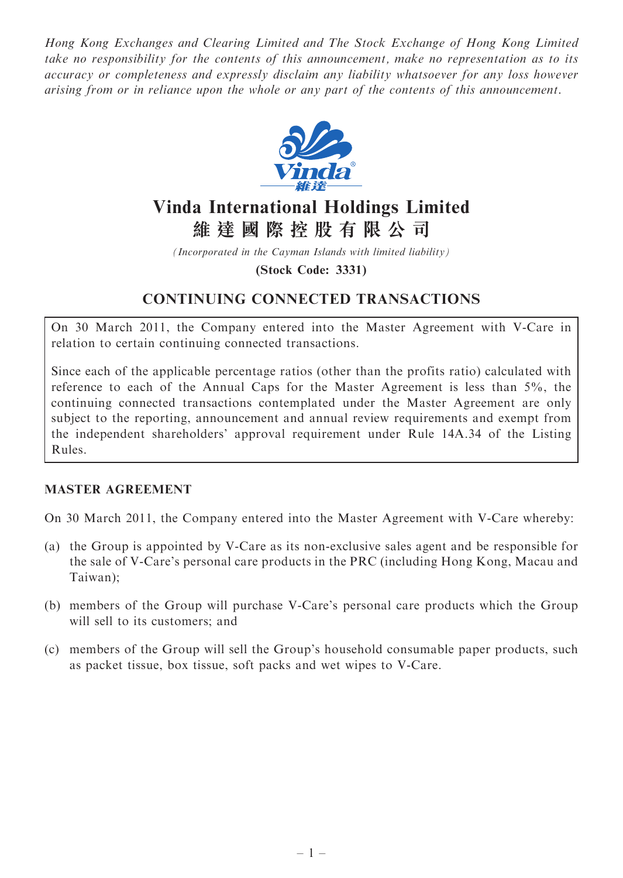*Hong Kong Exchanges and Clearing Limited and The Stock Exchange of Hong Kong Limited take no responsibility for the contents of this announcement, make no representation as to its accuracy or completeness and expressly disclaim any liability whatsoever for any loss however arising from or in reliance upon the whole or any part of the contents of this announcement.*

# Vinda International Holdings Limited
# 維 達 國 際 控 股 有 限 公 司

*(Incorporated in the Cayman Islands with limited liability)*

**(Stock Code: 3331)**

## CONTINUING CONNECTED TRANSACTIONS

On 30 March 2011, the Company entered into the Master Agreement with V-Care in relation to certain continuing connected transactions.

Since each of the applicable percentage ratios (other than the profits ratio) calculated with reference to each of the Annual Caps for the Master Agreement is less than 5%, the continuing connected transactions contemplated under the Master Agreement are only subject to the reporting, announcement and annual review requirements and exempt from the independent shareholders' approval requirement under Rule 14A.34 of the Listing Rules.

### MASTER AGREEMENT

On 30 March 2011, the Company entered into the Master Agreement with V-Care whereby:

(a) the Group is appointed by V-Care as its non-exclusive sales agent and be responsible for the sale of V-Care's personal care products in the PRC (including Hong Kong, Macau and Taiwan);

(b) members of the Group will purchase V-Care's personal care products which the Group will sell to its customers; and

(c) members of the Group will sell the Group's household consumable paper products, such as packet tissue, box tissue, soft packs and wet wipes to V-Care.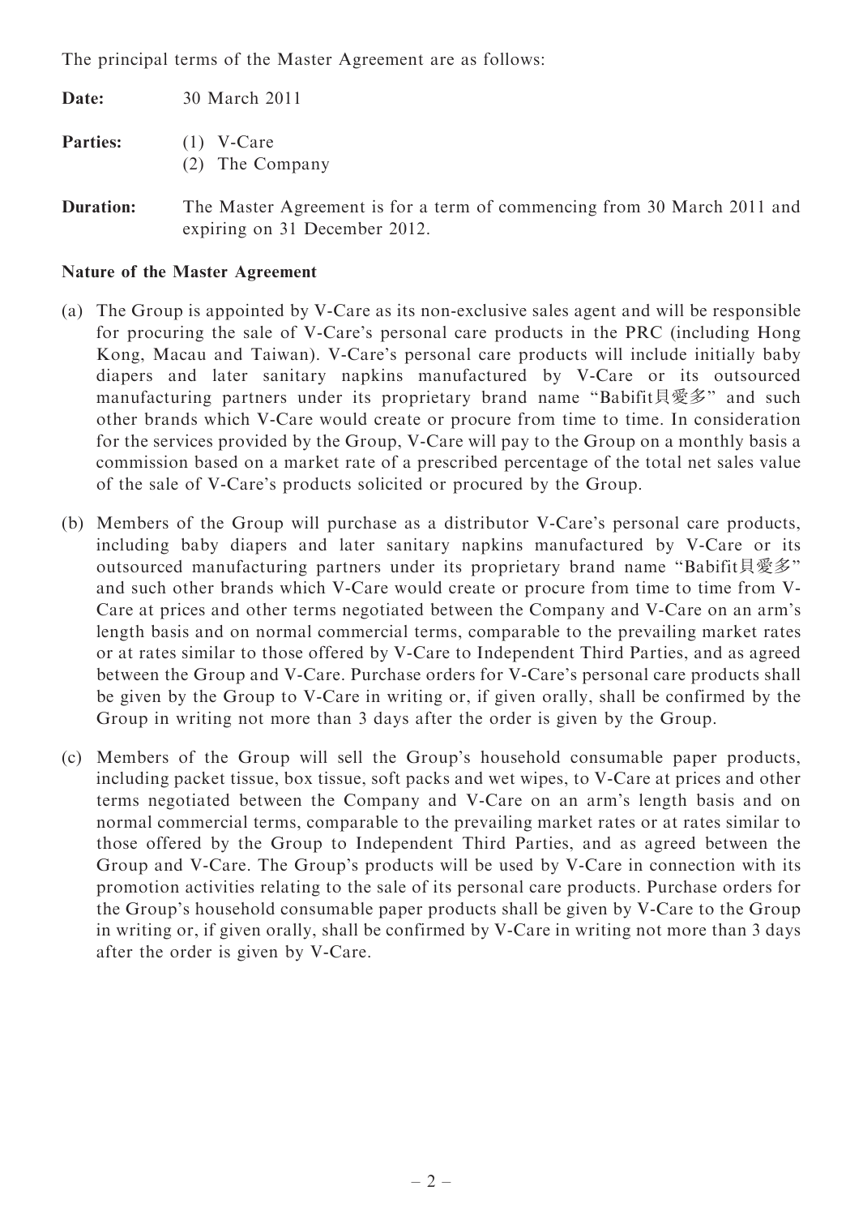The principal terms of the Master Agreement are as follows:

**Date:** 30 March 2011

**Parties:** (1) V-Care
(2) The Company

**Duration:** The Master Agreement is for a term of commencing from 30 March 2011 and expiring on 31 December 2012.

**Nature of the Master Agreement**

(a) The Group is appointed by V-Care as its non-exclusive sales agent and will be responsible for procuring the sale of V-Care's personal care products in the PRC (including Hong Kong, Macau and Taiwan). V-Care's personal care products will include initially baby diapers and later sanitary napkins manufactured by V-Care or its outsourced manufacturing partners under its proprietary brand name "Babifit貝愛多" and such other brands which V-Care would create or procure from time to time. In consideration for the services provided by the Group, V-Care will pay to the Group on a monthly basis a commission based on a market rate of a prescribed percentage of the total net sales value of the sale of V-Care's products solicited or procured by the Group.

(b) Members of the Group will purchase as a distributor V-Care's personal care products, including baby diapers and later sanitary napkins manufactured by V-Care or its outsourced manufacturing partners under its proprietary brand name "Babifit貝愛多" and such other brands which V-Care would create or procure from time to time from V-Care at prices and other terms negotiated between the Company and V-Care on an arm's length basis and on normal commercial terms, comparable to the prevailing market rates or at rates similar to those offered by V-Care to Independent Third Parties, and as agreed between the Group and V-Care. Purchase orders for V-Care's personal care products shall be given by the Group to V-Care in writing or, if given orally, shall be confirmed by the Group in writing not more than 3 days after the order is given by the Group.

(c) Members of the Group will sell the Group's household consumable paper products, including packet tissue, box tissue, soft packs and wet wipes, to V-Care at prices and other terms negotiated between the Company and V-Care on an arm's length basis and on normal commercial terms, comparable to the prevailing market rates or at rates similar to those offered by the Group to Independent Third Parties, and as agreed between the Group and V-Care. The Group's products will be used by V-Care in connection with its promotion activities relating to the sale of its personal care products. Purchase orders for the Group's household consumable paper products shall be given by V-Care to the Group in writing or, if given orally, shall be confirmed by V-Care in writing not more than 3 days after the order is given by V-Care.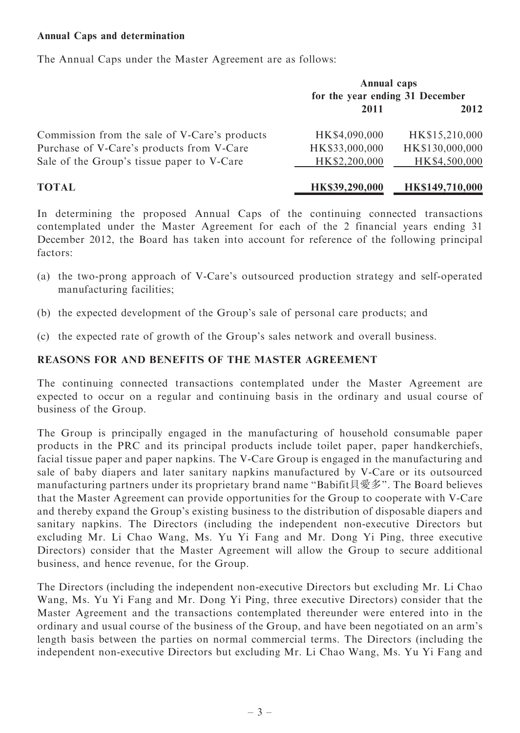**Annual Caps and determination**

The Annual Caps under the Master Agreement are as follows:

| | Annual caps for the year ending 31 December | |
|---|---|---|
| | **2011** | **2012** |
| Commission from the sale of V-Care's products | HK$4,090,000 | HK$15,210,000 |
| Purchase of V-Care's products from V-Care | HK$33,000,000 | HK$130,000,000 |
| Sale of the Group's tissue paper to V-Care | HK$2,200,000 | HK$4,500,000 |
| **TOTAL** | **HK$39,290,000** | **HK$149,710,000** |

In determining the proposed Annual Caps of the continuing connected transactions contemplated under the Master Agreement for each of the 2 financial years ending 31 December 2012, the Board has taken into account for reference of the following principal factors:

(a) the two-prong approach of V-Care's outsourced production strategy and self-operated manufacturing facilities;

(b) the expected development of the Group's sale of personal care products; and

(c) the expected rate of growth of the Group's sales network and overall business.

## REASONS FOR AND BENEFITS OF THE MASTER AGREEMENT

The continuing connected transactions contemplated under the Master Agreement are expected to occur on a regular and continuing basis in the ordinary and usual course of business of the Group.

The Group is principally engaged in the manufacturing of household consumable paper products in the PRC and its principal products include toilet paper, paper handkerchiefs, facial tissue paper and paper napkins. The V-Care Group is engaged in the manufacturing and sale of baby diapers and later sanitary napkins manufactured by V-Care or its outsourced manufacturing partners under its proprietary brand name "Babifit貝愛多". The Board believes that the Master Agreement can provide opportunities for the Group to cooperate with V-Care and thereby expand the Group's existing business to the distribution of disposable diapers and sanitary napkins. The Directors (including the independent non-executive Directors but excluding Mr. Li Chao Wang, Ms. Yu Yi Fang and Mr. Dong Yi Ping, three executive Directors) consider that the Master Agreement will allow the Group to secure additional business, and hence revenue, for the Group.

The Directors (including the independent non-executive Directors but excluding Mr. Li Chao Wang, Ms. Yu Yi Fang and Mr. Dong Yi Ping, three executive Directors) consider that the Master Agreement and the transactions contemplated thereunder were entered into in the ordinary and usual course of the business of the Group, and have been negotiated on an arm's length basis between the parties on normal commercial terms. The Directors (including the independent non-executive Directors but excluding Mr. Li Chao Wang, Ms. Yu Yi Fang and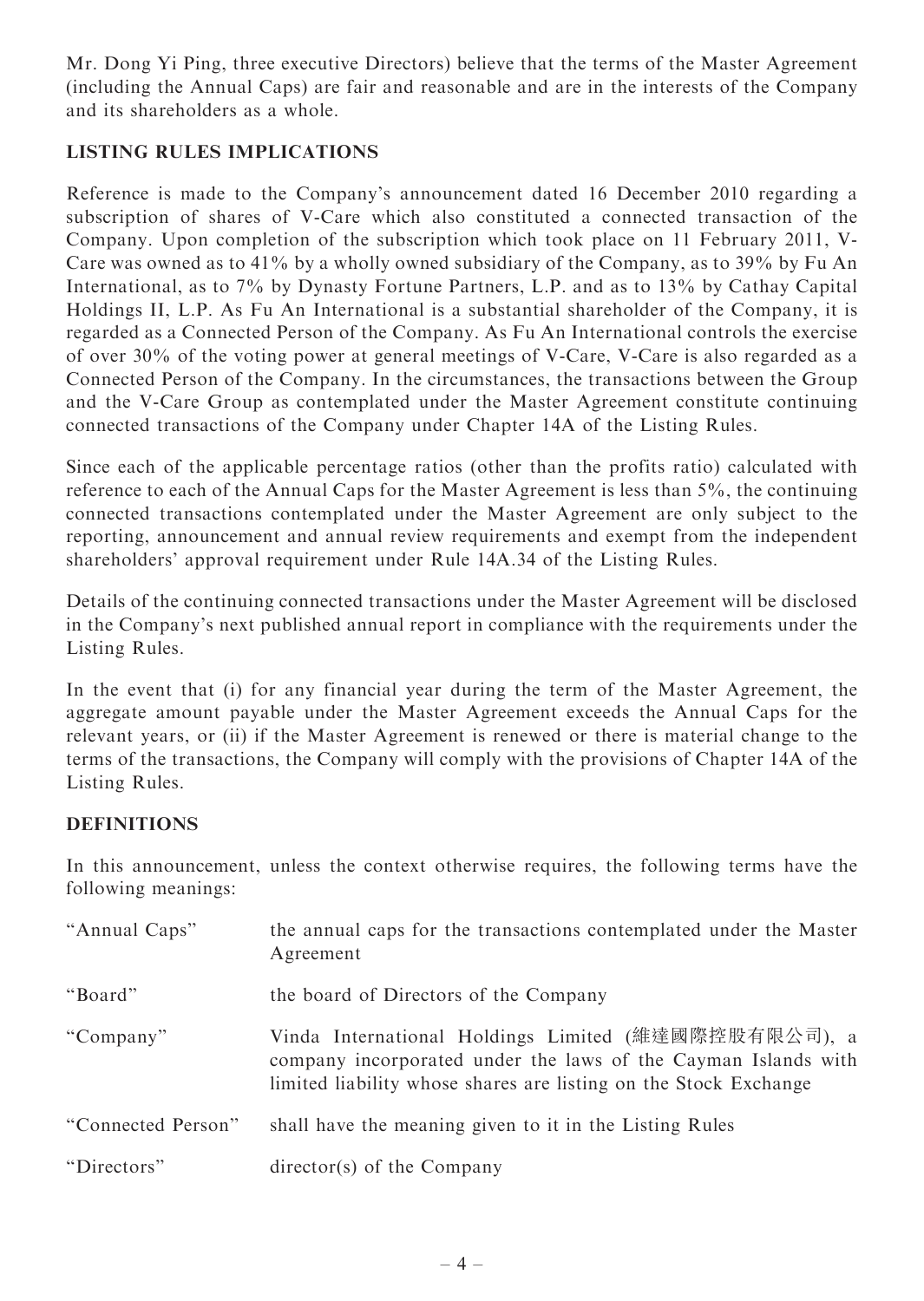Mr. Dong Yi Ping, three executive Directors) believe that the terms of the Master Agreement (including the Annual Caps) are fair and reasonable and are in the interests of the Company and its shareholders as a whole.

## LISTING RULES IMPLICATIONS

Reference is made to the Company's announcement dated 16 December 2010 regarding a subscription of shares of V-Care which also constituted a connected transaction of the Company. Upon completion of the subscription which took place on 11 February 2011, V-Care was owned as to 41% by a wholly owned subsidiary of the Company, as to 39% by Fu An International, as to 7% by Dynasty Fortune Partners, L.P. and as to 13% by Cathay Capital Holdings II, L.P. As Fu An International is a substantial shareholder of the Company, it is regarded as a Connected Person of the Company. As Fu An International controls the exercise of over 30% of the voting power at general meetings of V-Care, V-Care is also regarded as a Connected Person of the Company. In the circumstances, the transactions between the Group and the V-Care Group as contemplated under the Master Agreement constitute continuing connected transactions of the Company under Chapter 14A of the Listing Rules.

Since each of the applicable percentage ratios (other than the profits ratio) calculated with reference to each of the Annual Caps for the Master Agreement is less than 5%, the continuing connected transactions contemplated under the Master Agreement are only subject to the reporting, announcement and annual review requirements and exempt from the independent shareholders' approval requirement under Rule 14A.34 of the Listing Rules.

Details of the continuing connected transactions under the Master Agreement will be disclosed in the Company's next published annual report in compliance with the requirements under the Listing Rules.

In the event that (i) for any financial year during the term of the Master Agreement, the aggregate amount payable under the Master Agreement exceeds the Annual Caps for the relevant years, or (ii) if the Master Agreement is renewed or there is material change to the terms of the transactions, the Company will comply with the provisions of Chapter 14A of the Listing Rules.

## DEFINITIONS

In this announcement, unless the context otherwise requires, the following terms have the following meanings:

| | |
|---|---|
| "Annual Caps" | the annual caps for the transactions contemplated under the Master Agreement |
| "Board" | the board of Directors of the Company |
| "Company" | Vinda International Holdings Limited (維達國際控股有限公司), a company incorporated under the laws of the Cayman Islands with limited liability whose shares are listing on the Stock Exchange |
| "Connected Person" | shall have the meaning given to it in the Listing Rules |
| "Directors" | director(s) of the Company |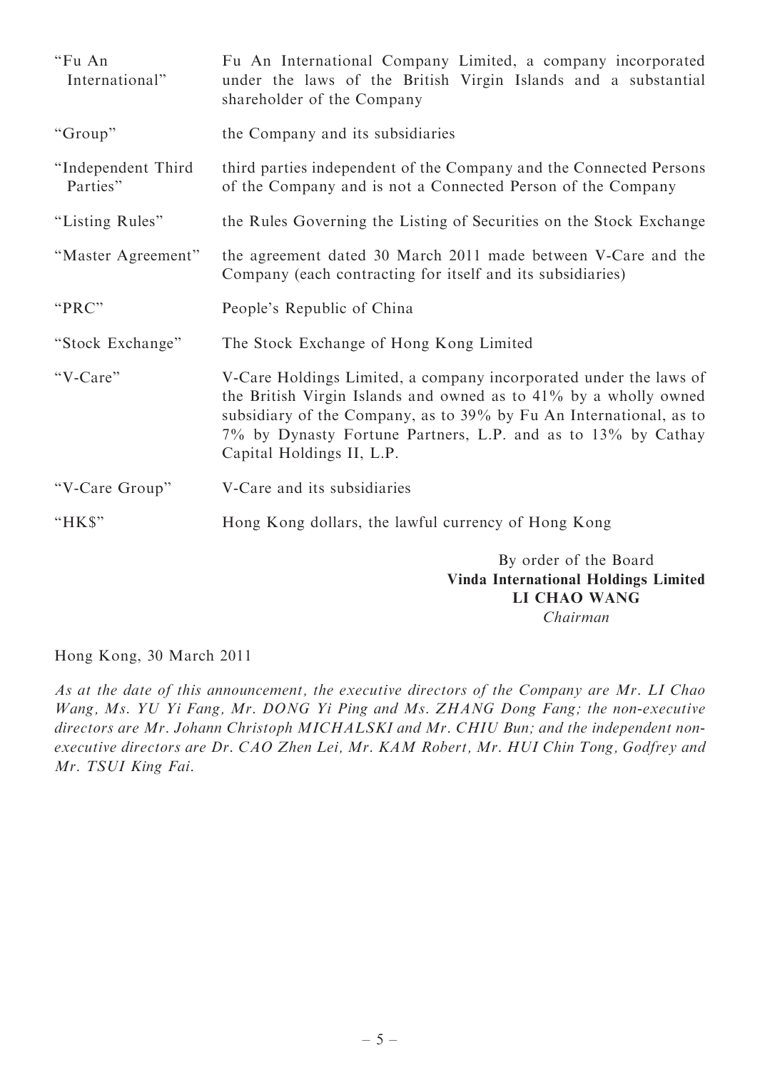| | |
|---|---|
| "Fu An International" | Fu An International Company Limited, a company incorporated under the laws of the British Virgin Islands and a substantial shareholder of the Company |
| "Group" | the Company and its subsidiaries |
| "Independent Third Parties" | third parties independent of the Company and the Connected Persons of the Company and is not a Connected Person of the Company |
| "Listing Rules" | the Rules Governing the Listing of Securities on the Stock Exchange |
| "Master Agreement" | the agreement dated 30 March 2011 made between V-Care and the Company (each contracting for itself and its subsidiaries) |
| "PRC" | People's Republic of China |
| "Stock Exchange" | The Stock Exchange of Hong Kong Limited |
| "V-Care" | V-Care Holdings Limited, a company incorporated under the laws of the British Virgin Islands and owned as to 41% by a wholly owned subsidiary of the Company, as to 39% by Fu An International, as to 7% by Dynasty Fortune Partners, L.P. and as to 13% by Cathay Capital Holdings II, L.P. |
| "V-Care Group" | V-Care and its subsidiaries |
| "HK$" | Hong Kong dollars, the lawful currency of Hong Kong |

By order of the Board
**Vinda International Holdings Limited**
**LI CHAO WANG**
*Chairman*

Hong Kong, 30 March 2011

*As at the date of this announcement, the executive directors of the Company are Mr. LI Chao Wang, Ms. YU Yi Fang, Mr. DONG Yi Ping and Ms. ZHANG Dong Fang; the non-executive directors are Mr. Johann Christoph MICHALSKI and Mr. CHIU Bun; and the independent non-executive directors are Dr. CAO Zhen Lei, Mr. KAM Robert, Mr. HUI Chin Tong, Godfrey and Mr. TSUI King Fai.*